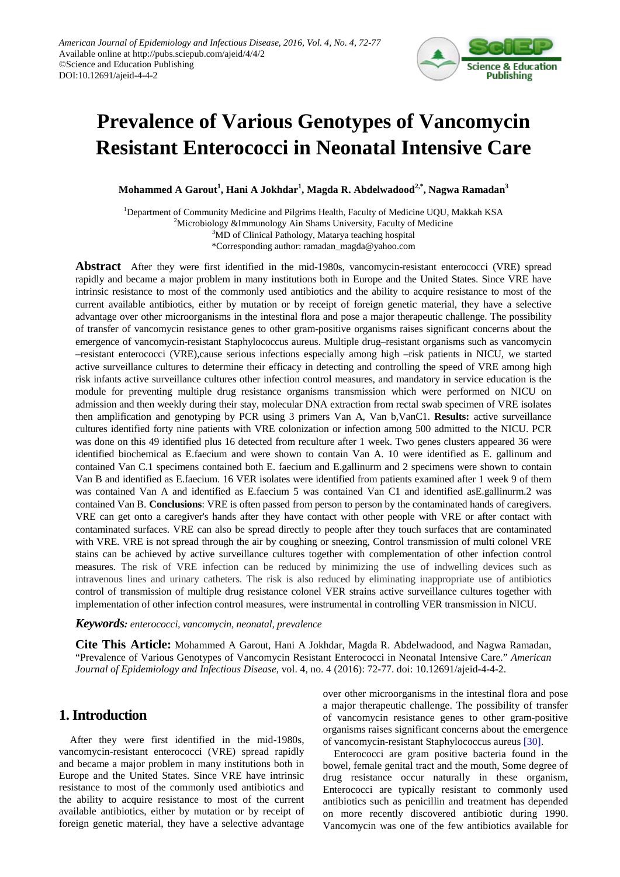# Prevalence of Various Genotypes of Vancomycin Resistant Enterococci in Neonatal Intensive Care

**Mohammed A Garout[1], Hani A Jokhdar[1], Magda R. Abdelwadood[2,*], Nagwa Ramadan[3]**

[1]Department of Community Medicine and Pilgrims Health, Faculty of Medicine UQU, Makkah KSA
[2]Microbiology &Immunology Ain Shams University, Faculty of Medicine
[3]MD of Clinical Pathology, Matarya teaching hospital
*Corresponding author: ramadan_magda@yahoo.com

**Abstract** After they were first identified in the mid-1980s, vancomycin-resistant enterococci (VRE) spread rapidly and became a major problem in many institutions both in Europe and the United States. Since VRE have intrinsic resistance to most of the commonly used antibiotics and the ability to acquire resistance to most of the current available antibiotics, either by mutation or by receipt of foreign genetic material, they have a selective advantage over other microorganisms in the intestinal flora and pose a major therapeutic challenge. The possibility of transfer of vancomycin resistance genes to other gram-positive organisms raises significant concerns about the emergence of vancomycin-resistant Staphylococcus aureus. Multiple drug–resistant organisms such as vancomycin –resistant enterococci (VRE),cause serious infections especially among high –risk patients in NICU, we started active surveillance cultures to determine their efficacy in detecting and controlling the speed of VRE among high risk infants active surveillance cultures other infection control measures, and mandatory in service education is the module for preventing multiple drug resistance organisms transmission which were performed on NICU on admission and then weekly during their stay, molecular DNA extraction from rectal swab specimen of VRE isolates then amplification and genotyping by PCR using 3 primers Van A, Van b,VanC1. **Results:** active surveillance cultures identified forty nine patients with VRE colonization or infection among 500 admitted to the NICU. PCR was done on this 49 identified plus 16 detected from reculture after 1 week. Two genes clusters appeared 36 were identified biochemical as E.faecium and were shown to contain Van A. 10 were identified as E. gallinum and contained Van C.1 specimens contained both E. faecium and E.gallinurm and 2 specimens were shown to contain Van B and identified as E.faecium. 16 VER isolates were identified from patients examined after 1 week 9 of them was contained Van A and identified as E.faecium 5 was contained Van C1 and identified asE.gallinurm.2 was contained Van B. **Conclusions**: VRE is often passed from person to person by the contaminated hands of caregivers. VRE can get onto a caregiver's hands after they have contact with other people with VRE or after contact with contaminated surfaces. VRE can also be spread directly to people after they touch surfaces that are contaminated with VRE. VRE is not spread through the air by coughing or sneezing, Control transmission of multi colonel VRE stains can be achieved by active surveillance cultures together with complementation of other infection control measures. The risk of VRE infection can be reduced by minimizing the use of indwelling devices such as intravenous lines and urinary catheters. The risk is also reduced by eliminating inappropriate use of antibiotics control of transmission of multiple drug resistance colonel VER strains active surveillance cultures together with implementation of other infection control measures, were instrumental in controlling VER transmission in NICU.

***Keywords:*** *enterococci, vancomycin, neonatal, prevalence*

**Cite This Article:** Mohammed A Garout, Hani A Jokhdar, Magda R. Abdelwadood, and Nagwa Ramadan, "Prevalence of Various Genotypes of Vancomycin Resistant Enterococci in Neonatal Intensive Care." *American Journal of Epidemiology and Infectious Disease*, vol. 4, no. 4 (2016): 72-77. doi: 10.12691/ajeid-4-4-2.

## 1. Introduction

After they were first identified in the mid-1980s, vancomycin-resistant enterococci (VRE) spread rapidly and became a major problem in many institutions both in Europe and the United States. Since VRE have intrinsic resistance to most of the commonly used antibiotics and the ability to acquire resistance to most of the current available antibiotics, either by mutation or by receipt of foreign genetic material, they have a selective advantage over other microorganisms in the intestinal flora and pose a major therapeutic challenge. The possibility of transfer of vancomycin resistance genes to other gram-positive organisms raises significant concerns about the emergence of vancomycin-resistant Staphylococcus aureus [30].

Enterococci are gram positive bacteria found in the bowel, female genital tract and the mouth, Some degree of drug resistance occur naturally in these organism, Enterococci are typically resistant to commonly used antibiotics such as penicillin and treatment has depended on more recently discovered antibiotic during 1990. Vancomycin was one of the few antibiotics available for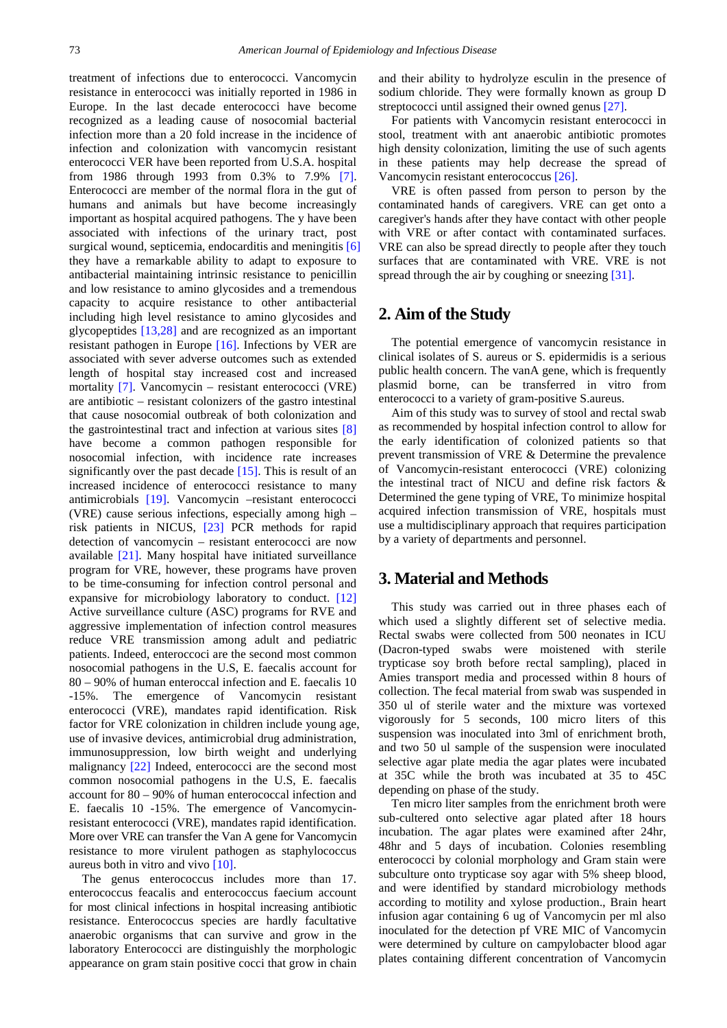treatment of infections due to enterococci. Vancomycin resistance in enterococci was initially reported in 1986 in Europe. In the last decade enterococci have become recognized as a leading cause of nosocomial bacterial infection more than a 20 fold increase in the incidence of infection and colonization with vancomycin resistant enterococci VER have been reported from U.S.A. hospital from 1986 through 1993 from 0.3% to 7.9% [7]. Enterococci are member of the normal flora in the gut of humans and animals but have become increasingly important as hospital acquired pathogens. The y have been associated with infections of the urinary tract, post surgical wound, septicemia, endocarditis and meningitis [6] they have a remarkable ability to adapt to exposure to antibacterial maintaining intrinsic resistance to penicillin and low resistance to amino glycosides and a tremendous capacity to acquire resistance to other antibacterial including high level resistance to amino glycosides and glycopeptides [13,28] and are recognized as an important resistant pathogen in Europe [16]. Infections by VER are associated with sever adverse outcomes such as extended length of hospital stay increased cost and increased mortality [7]. Vancomycin – resistant enterococci (VRE) are antibiotic – resistant colonizers of the gastro intestinal that cause nosocomial outbreak of both colonization and the gastrointestinal tract and infection at various sites [8] have become a common pathogen responsible for nosocomial infection, with incidence rate increases significantly over the past decade [15]. This is result of an increased incidence of enterococci resistance to many antimicrobials [19]. Vancomycin –resistant enterococci (VRE) cause serious infections, especially among high – risk patients in NICUS, [23] PCR methods for rapid detection of vancomycin – resistant enterococci are now available [21]. Many hospital have initiated surveillance program for VRE, however, these programs have proven to be time-consuming for infection control personal and expansive for microbiology laboratory to conduct. [12] Active surveillance culture (ASC) programs for RVE and aggressive implementation of infection control measures reduce VRE transmission among adult and pediatric patients. Indeed, enteroccoci are the second most common nosocomial pathogens in the U.S, E. faecalis account for 80 – 90% of human enteroccal infection and E. faecalis 10 -15%. The emergence of Vancomycin resistant enterococci (VRE), mandates rapid identification. Risk factor for VRE colonization in children include young age, use of invasive devices, antimicrobial drug administration, immunosuppression, low birth weight and underlying malignancy [22] Indeed, enterococci are the second most common nosocomial pathogens in the U.S, E. faecalis account for 80 – 90% of human enterococcal infection and E. faecalis 10 -15%. The emergence of Vancomycin-resistant enterococci (VRE), mandates rapid identification. More over VRE can transfer the Van A gene for Vancomycin resistance to more virulent pathogen as staphylococcus aureus both in vitro and vivo [10].

The genus enterococcus includes more than 17. enterococcus feacalis and enterococcus faecium account for most clinical infections in hospital increasing antibiotic resistance. Enterococcus species are hardly facultative anaerobic organisms that can survive and grow in the laboratory Enterococci are distinguishly the morphologic appearance on gram stain positive cocci that grow in chain and their ability to hydrolyze esculin in the presence of sodium chloride. They were formally known as group D streptococci until assigned their owned genus [27].

For patients with Vancomycin resistant enterococci in stool, treatment with ant anaerobic antibiotic promotes high density colonization, limiting the use of such agents in these patients may help decrease the spread of Vancomycin resistant enterococcus [26].

VRE is often passed from person to person by the contaminated hands of caregivers. VRE can get onto a caregiver's hands after they have contact with other people with VRE or after contact with contaminated surfaces. VRE can also be spread directly to people after they touch surfaces that are contaminated with VRE. VRE is not spread through the air by coughing or sneezing [31].

## 2. Aim of the Study

The potential emergence of vancomycin resistance in clinical isolates of S. aureus or S. epidermidis is a serious public health concern. The vanA gene, which is frequently plasmid borne, can be transferred in vitro from enterococci to a variety of gram-positive S.aureus.

Aim of this study was to survey of stool and rectal swab as recommended by hospital infection control to allow for the early identification of colonized patients so that prevent transmission of VRE & Determine the prevalence of Vancomycin-resistant enterococci (VRE) colonizing the intestinal tract of NICU and define risk factors & Determined the gene typing of VRE, To minimize hospital acquired infection transmission of VRE, hospitals must use a multidisciplinary approach that requires participation by a variety of departments and personnel.

## 3. Material and Methods

This study was carried out in three phases each of which used a slightly different set of selective media. Rectal swabs were collected from 500 neonates in ICU (Dacron-typed swabs were moistened with sterile trypticase soy broth before rectal sampling), placed in Amies transport media and processed within 8 hours of collection. The fecal material from swab was suspended in 350 ul of sterile water and the mixture was vortexed vigorously for 5 seconds, 100 micro liters of this suspension was inoculated into 3ml of enrichment broth, and two 50 ul sample of the suspension were inoculated selective agar plate media the agar plates were incubated at 35C while the broth was incubated at 35 to 45C depending on phase of the study.

Ten micro liter samples from the enrichment broth were sub-cultered onto selective agar plated after 18 hours incubation. The agar plates were examined after 24hr, 48hr and 5 days of incubation. Colonies resembling enterococci by colonial morphology and Gram stain were subculture onto trypticase soy agar with 5% sheep blood, and were identified by standard microbiology methods according to motility and xylose production., Brain heart infusion agar containing 6 ug of Vancomycin per ml also inoculated for the detection pf VRE MIC of Vancomycin were determined by culture on campylobacter blood agar plates containing different concentration of Vancomycin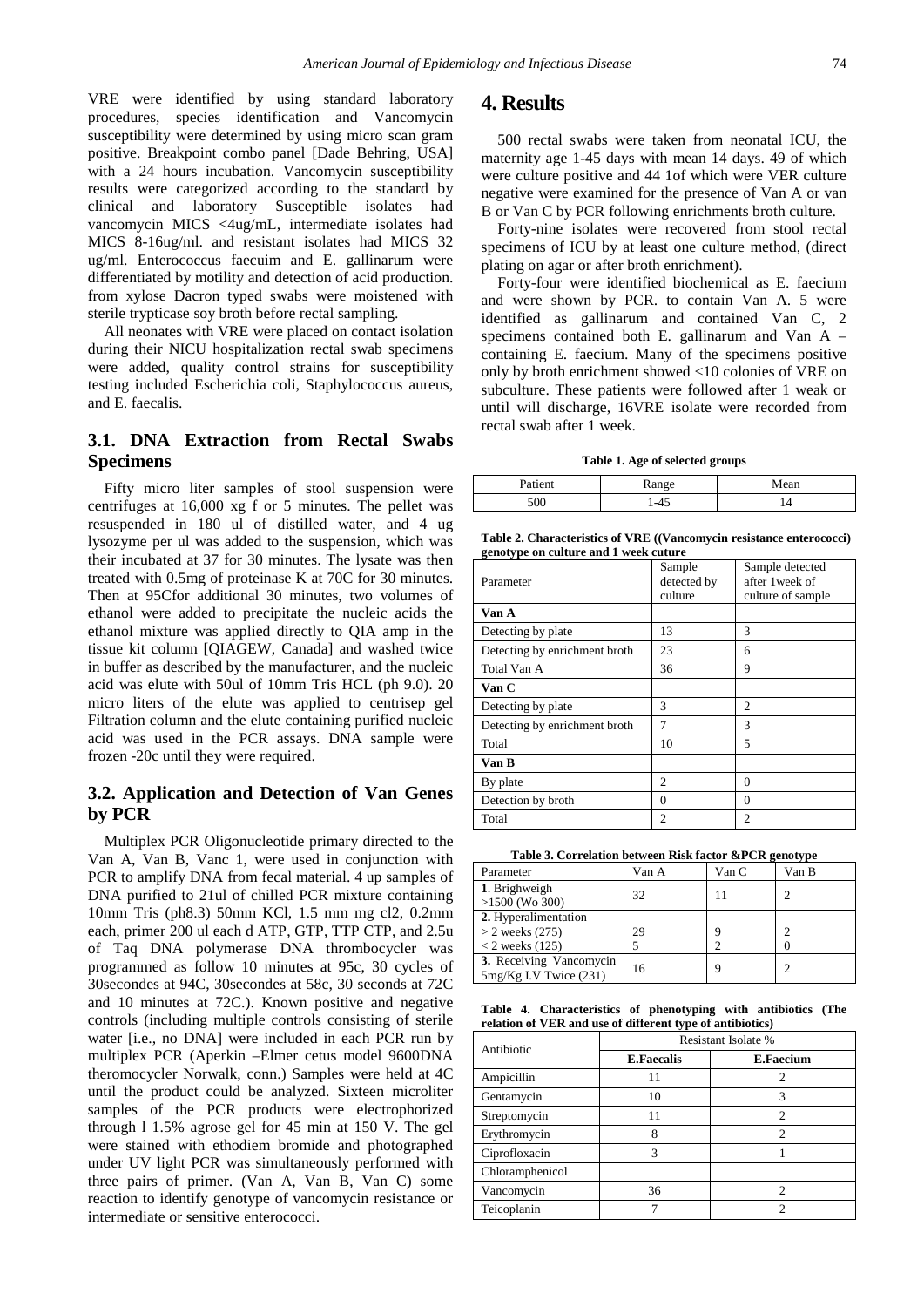VRE were identified by using standard laboratory procedures, species identification and Vancomycin susceptibility were determined by using micro scan gram positive. Breakpoint combo panel [Dade Behring, USA] with a 24 hours incubation. Vancomycin susceptibility results were categorized according to the standard by clinical and laboratory Susceptible isolates had vancomycin MICS <4ug/mL, intermediate isolates had MICS 8-16ug/ml. and resistant isolates had MICS 32 ug/ml. Enterococcus faecuim and E. gallinarum were differentiated by motility and detection of acid production. from xylose Dacron typed swabs were moistened with sterile trypticase soy broth before rectal sampling.

All neonates with VRE were placed on contact isolation during their NICU hospitalization rectal swab specimens were added, quality control strains for susceptibility testing included Escherichia coli, Staphylococcus aureus, and E. faecalis.

## 3.1. DNA Extraction from Rectal Swabs Specimens

Fifty micro liter samples of stool suspension were centrifuges at 16,000 xg f or 5 minutes. The pellet was resuspended in 180 ul of distilled water, and 4 ug lysozyme per ul was added to the suspension, which was their incubated at 37 for 30 minutes. The lysate was then treated with 0.5mg of proteinase K at 70C for 30 minutes. Then at 95Cfor additional 30 minutes, two volumes of ethanol were added to precipitate the nucleic acids the ethanol mixture was applied directly to QIA amp in the tissue kit column [QIAGEW, Canada] and washed twice in buffer as described by the manufacturer, and the nucleic acid was elute with 50ul of 10mm Tris HCL (ph 9.0). 20 micro liters of the elute was applied to centrisep gel Filtration column and the elute containing purified nucleic acid was used in the PCR assays. DNA sample were frozen -20c until they were required.

## 3.2. Application and Detection of Van Genes by PCR

Multiplex PCR Oligonucleotide primary directed to the Van A, Van B, Vanc 1, were used in conjunction with PCR to amplify DNA from fecal material. 4 up samples of DNA purified to 21ul of chilled PCR mixture containing 10mm Tris (ph8.3) 50mm KCl, 1.5 mm mg cl2, 0.2mm each, primer 200 ul each d ATP, GTP, TTP CTP, and 2.5u of Taq DNA polymerase DNA thrombocycler was programmed as follow 10 minutes at 95c, 30 cycles of 30secondes at 94C, 30secondes at 58c, 30 seconds at 72C and 10 minutes at 72C.). Known positive and negative controls (including multiple controls consisting of sterile water [i.e., no DNA] were included in each PCR run by multiplex PCR (Aperkin –Elmer cetus model 9600DNA theromocycler Norwalk, conn.) Samples were held at 4C until the product could be analyzed. Sixteen microliter samples of the PCR products were electrophorized through l 1.5% agrose gel for 45 min at 150 V. The gel were stained with ethodiem bromide and photographed under UV light PCR was simultaneously performed with three pairs of primer. (Van A, Van B, Van C) some reaction to identify genotype of vancomycin resistance or intermediate or sensitive enterococci.

# 4. Results

500 rectal swabs were taken from neonatal ICU, the maternity age 1-45 days with mean 14 days. 49 of which were culture positive and 44 1of which were VER culture negative were examined for the presence of Van A or van B or Van C by PCR following enrichments broth culture.

Forty-nine isolates were recovered from stool rectal specimens of ICU by at least one culture method, (direct plating on agar or after broth enrichment).

Forty-four were identified biochemical as E. faecium and were shown by PCR. to contain Van A. 5 were identified as gallinarum and contained Van C, 2 specimens contained both E. gallinarum and Van A – containing E. faecium. Many of the specimens positive only by broth enrichment showed <10 colonies of VRE on subculture. These patients were followed after 1 weak or until will discharge, 16VRE isolate were recorded from rectal swab after 1 week.

**Table 1. Age of selected groups**

| Patient | Range | Mean |
|---|---|---|
| 500 | 1-45 | 14 |

**Table 2. Characteristics of VRE ((Vancomycin resistance enterococci) genotype on culture and 1 week cuture**

| Parameter | Sample detected by culture | Sample detected after 1week of culture of sample |
|---|---|---|
| **Van A** | | |
| Detecting by plate | 13 | 3 |
| Detecting by enrichment broth | 23 | 6 |
| Total Van A | 36 | 9 |
| **Van C** | | |
| Detecting by plate | 3 | 2 |
| Detecting by enrichment broth | 7 | 3 |
| Total | 10 | 5 |
| **Van B** | | |
| By plate | 2 | 0 |
| Detection by broth | 0 | 0 |
| Total | 2 | 2 |

**Table 3. Correlation between Risk factor &PCR genotype**

| Parameter | Van A | Van C | Van B |
|---|---|---|---|
| **1**. Brighweigh >1500 (Wo 300) | 32 | 11 | 2 |
| **2.** Hyperalimentation > 2 weeks (275) < 2 weeks (125) | 29<br>5 | 9<br>2 | 2<br>0 |
| **3.** Receiving Vancomycin 5mg/Kg I.V Twice (231) | 16 | 9 | 2 |

**Table 4. Characteristics of phenotyping with antibiotics (The relation of VER and use of different type of antibiotics)**

| Antibiotic | Resistant Isolate % | |
|---|---|---|
| | **E.Faecalis** | **E.Faecium** |
| Ampicillin | 11 | 2 |
| Gentamycin | 10 | 3 |
| Streptomycin | 11 | 2 |
| Erythromycin | 8 | 2 |
| Ciprofloxacin | 3 | 1 |
| Chloramphenicol | | |
| Vancomycin | 36 | 2 |
| Teicoplanin | 7 | 2 |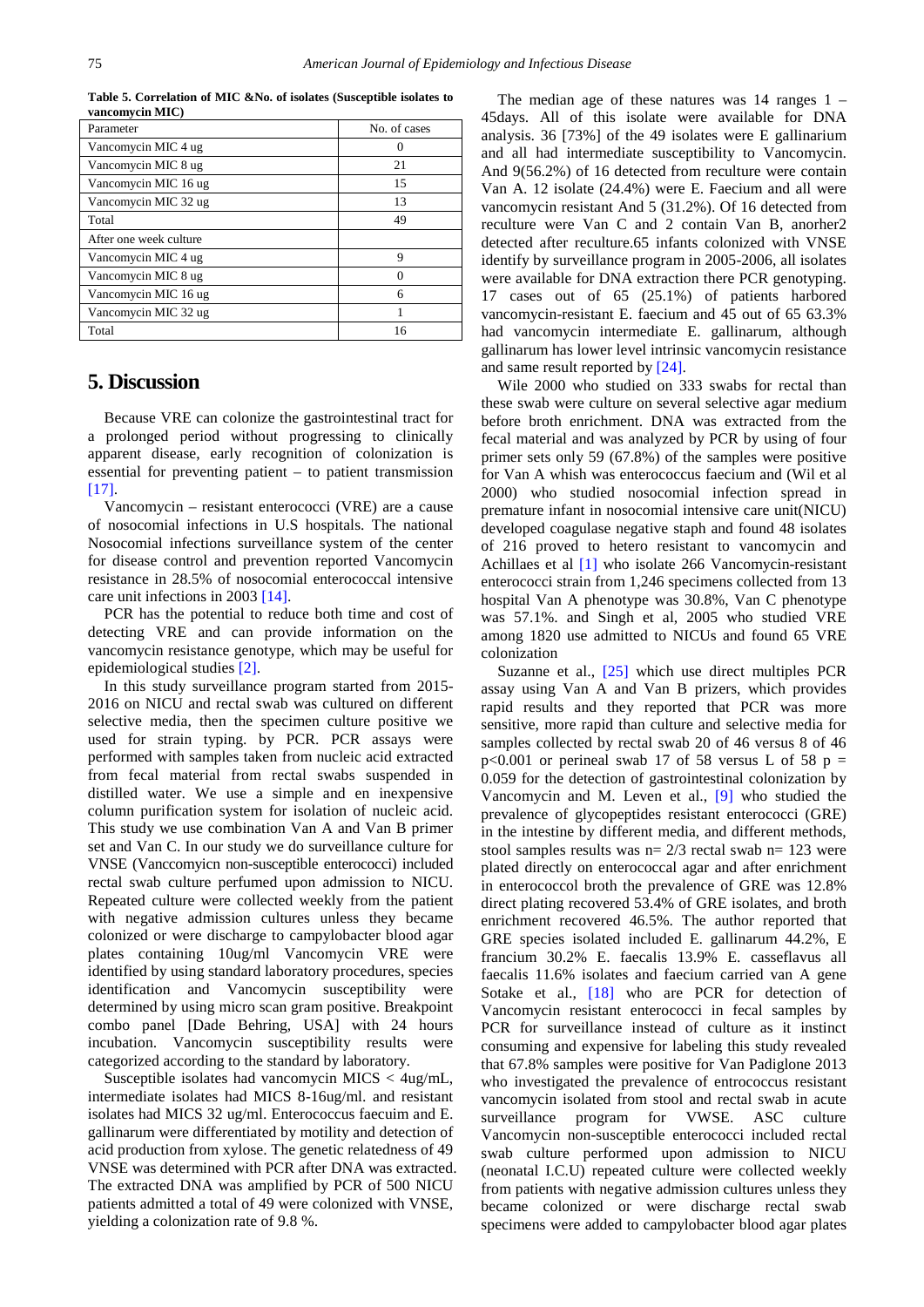**Table 5. Correlation of MIC &No. of isolates (Susceptible isolates to vancomycin MIC)**

| Parameter | No. of cases |
|---|---|
| Vancomycin MIC 4 ug | 0 |
| Vancomycin MIC 8 ug | 21 |
| Vancomycin MIC 16 ug | 15 |
| Vancomycin MIC 32 ug | 13 |
| Total | 49 |
| After one week culture | |
| Vancomycin MIC 4 ug | 9 |
| Vancomycin MIC 8 ug | 0 |
| Vancomycin MIC 16 ug | 6 |
| Vancomycin MIC 32 ug | 1 |
| Total | 16 |

## 5. Discussion

Because VRE can colonize the gastrointestinal tract for a prolonged period without progressing to clinically apparent disease, early recognition of colonization is essential for preventing patient – to patient transmission [17].

Vancomycin – resistant enterococci (VRE) are a cause of nosocomial infections in U.S hospitals. The national Nosocomial infections surveillance system of the center for disease control and prevention reported Vancomycin resistance in 28.5% of nosocomial enterococcal intensive care unit infections in 2003 [14].

PCR has the potential to reduce both time and cost of detecting VRE and can provide information on the vancomycin resistance genotype, which may be useful for epidemiological studies [2].

In this study surveillance program started from 2015-2016 on NICU and rectal swab was cultured on different selective media, then the specimen culture positive we used for strain typing. by PCR. PCR assays were performed with samples taken from nucleic acid extracted from fecal material from rectal swabs suspended in distilled water. We use a simple and en inexpensive column purification system for isolation of nucleic acid. This study we use combination Van A and Van B primer set and Van C. In our study we do surveillance culture for VNSE (Vanccomyicn non-susceptible enterococci) included rectal swab culture perfumed upon admission to NICU. Repeated culture were collected weekly from the patient with negative admission cultures unless they became colonized or were discharge to campylobacter blood agar plates containing 10ug/ml Vancomycin VRE were identified by using standard laboratory procedures, species identification and Vancomycin susceptibility were determined by using micro scan gram positive. Breakpoint combo panel [Dade Behring, USA] with 24 hours incubation. Vancomycin susceptibility results were categorized according to the standard by laboratory.

Susceptible isolates had vancomycin MICS < 4ug/mL, intermediate isolates had MICS 8-16ug/ml. and resistant isolates had MICS 32 ug/ml. Enterococcus faecuim and E. gallinarum were differentiated by motility and detection of acid production from xylose. The genetic relatedness of 49 VNSE was determined with PCR after DNA was extracted. The extracted DNA was amplified by PCR of 500 NICU patients admitted a total of 49 were colonized with VNSE, yielding a colonization rate of 9.8 %.

The median age of these natures was 14 ranges 1 – 45days. All of this isolate were available for DNA analysis. 36 [73%] of the 49 isolates were E gallinarium and all had intermediate susceptibility to Vancomycin. And 9(56.2%) of 16 detected from reculture were contain Van A. 12 isolate (24.4%) were E. Faecium and all were vancomycin resistant And 5 (31.2%). Of 16 detected from reculture were Van C and 2 contain Van B, anorher2 detected after reculture.65 infants colonized with VNSE identify by surveillance program in 2005-2006, all isolates were available for DNA extraction there PCR genotyping. 17 cases out of 65 (25.1%) of patients harbored vancomycin-resistant E. faecium and 45 out of 65 63.3% had vancomycin intermediate E. gallinarum, although gallinarum has lower level intrinsic vancomycin resistance and same result reported by [24].

Wile 2000 who studied on 333 swabs for rectal than these swab were culture on several selective agar medium before broth enrichment. DNA was extracted from the fecal material and was analyzed by PCR by using of four primer sets only 59 (67.8%) of the samples were positive for Van A whish was enterococcus faecium and (Wil et al 2000) who studied nosocomial infection spread in premature infant in nosocomial intensive care unit(NICU) developed coagulase negative staph and found 48 isolates of 216 proved to hetero resistant to vancomycin and Achillaes et al [1] who isolate 266 Vancomycin-resistant enterococci strain from 1,246 specimens collected from 13 hospital Van A phenotype was 30.8%, Van C phenotype was 57.1%. and Singh et al, 2005 who studied VRE among 1820 use admitted to NICUs and found 65 VRE colonization

Suzanne et al., [25] which use direct multiples PCR assay using Van A and Van B prizers, which provides rapid results and they reported that PCR was more sensitive, more rapid than culture and selective media for samples collected by rectal swab 20 of 46 versus 8 of 46 $p<0.001$ for perineal swab 17 of 58 versus L of 58 $p = 0.059$ for the detection of gastrointestinal colonization by Vancomycin and M. Leven et al., [9] who studied the prevalence of glycopeptides resistant enterococci (GRE) in the intestine by different media, and different methods, stool samples results was n= 2/3 rectal swab n= 123 were plated directly on enterococcal agar and after enrichment in enterococcol broth the prevalence of GRE was 12.8% direct plating recovered 53.4% of GRE isolates, and broth enrichment recovered 46.5%. The author reported that GRE species isolated included E. gallinarum 44.2%, E francium 30.2% E. faecalis 13.9% E. casseflavus all faecalis 11.6% isolates and faecium carried van A gene Sotake et al., [18] who are PCR for detection of Vancomycin resistant enterococci in fecal samples by PCR for surveillance instead of culture as it instinct consuming and expensive for labeling this study revealed that 67.8% samples were positive for Van Padiglone 2013 who investigated the prevalence of entercoccus resistant vancomycin isolated from stool and rectal swab in acute surveillance program for VWSE. ASC culture Vancomycin non-susceptible enterococci included rectal swab culture performed upon admission to NICU (neonatal I.C.U) repeated culture were collected weekly from patients with negative admission cultures unless they became colonized or were discharge rectal swab specimens were added to campylobacter blood agar plates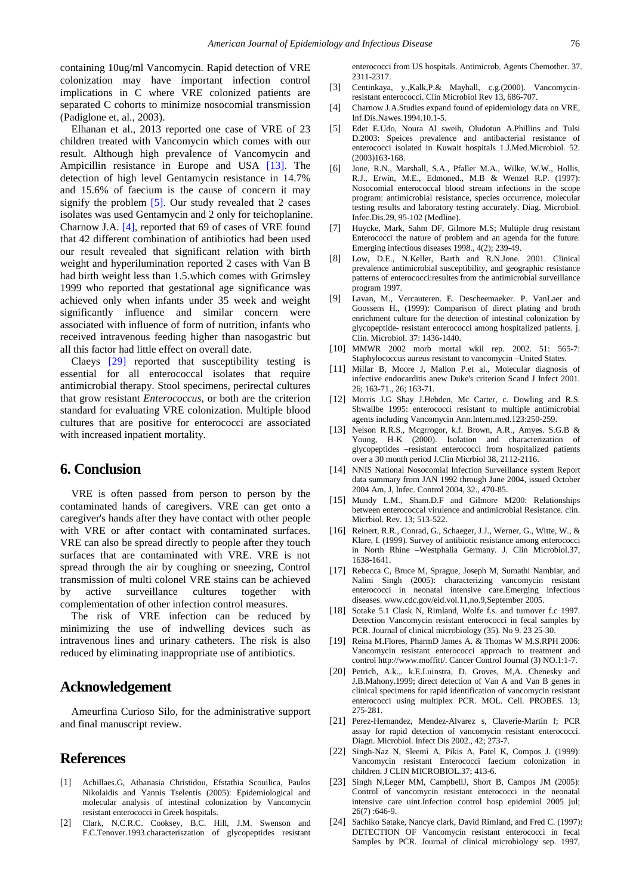containing 10ug/ml Vancomycin. Rapid detection of VRE colonization may have important infection control implications in C where VRE colonized patients are separated C cohorts to minimize nosocomial transmission (Padiglone et, al., 2003).

Elhanan et al., 2013 reported one case of VRE of 23 children treated with Vancomycin which comes with our result. Although high prevalence of Vancomycin and Ampicillin resistance in Europe and USA [13]. The detection of high level Gentamycin resistance in 14.7% and 15.6% of faecium is the cause of concern it may signify the problem [5]. Our study revealed that 2 cases isolates was used Gentamycin and 2 only for teichoplanine. Charnow J.A. [4], reported that 69 of cases of VRE found that 42 different combination of antibiotics had been used our result revealed that significant relation with birth weight and hyperilumination reported 2 cases with Van B had birth weight less than 1.5.which comes with Grimsley 1999 who reported that gestational age significance was achieved only when infants under 35 week and weight significantly influence and similar concern were associated with influence of form of nutrition, infants who received intravenous feeding higher than nasogastric but all this factor had little effect on overall date.

Claeys [29] reported that susceptibility testing is essential for all enterococcal isolates that require antimicrobial therapy. Stool specimens, perirectal cultures that grow resistant *Enterococcus*, or both are the criterion standard for evaluating VRE colonization. Multiple blood cultures that are positive for enterococci are associated with increased inpatient mortality.

## 6. Conclusion

VRE is often passed from person to person by the contaminated hands of caregivers. VRE can get onto a caregiver's hands after they have contact with other people with VRE or after contact with contaminated surfaces. VRE can also be spread directly to people after they touch surfaces that are contaminated with VRE. VRE is not spread through the air by coughing or sneezing, Control transmission of multi colonel VRE stains can be achieved by active surveillance cultures together with complementation of other infection control measures.

The risk of VRE infection can be reduced by minimizing the use of indwelling devices such as intravenous lines and urinary catheters. The risk is also reduced by eliminating inappropriate use of antibiotics.

## Acknowledgement

Ameurfina Curioso Silo, for the administrative support and final manuscript review.

## References

[1] Achillaes.G, Athanasia Christidou, Efstathia Scouilica, Paulos Nikolaidis and Yannis Tselentis (2005): Epidemiological and molecular analysis of intestinal colonization by Vancomycin resistant enterococci in Greek hospitals.

[2] Clark, N.C.R.C. Cooksey, B.C. Hill, J.M. Swenson and F.C.Tenover.1993.characteriszation of glycopeptides resistant enterococci from US hospitals. Antimicrob. Agents Chemother. 37. 2311-2317.

[3] Centinkaya, y.,Kalk,P.& Mayhall, c.g.(2000). Vancomycin-resistant enterococci. Clin Microbiol Rev 13, 686-707.

[4] Charnow J.A.Studies expand found of epidemiology data on VRE, Inf.Dis.Nawes.1994.10.1-5.

[5] Edet E.Udo, Noura Al sweih, Oludotun A.Phillins and Tulsi D.2003: Speices prevalence and antibacterial resistance of enterococci isolated in Kuwait hospitals 1.J.Med.Microbiol. 52.(2003)163-168.

[6] Jone, R.N., Marshall, S.A., Pfaller M.A., Wilke, W.W., Hollis, R.J., Erwin, M.E., Edmoned., M.B & Wenzel R.P. (1997): Nosocomial enterococcal blood stream infections in the scope program: antimicrobial resistance, species occurrence, molecular testing results and laboratory testing accurately. Diag. Microbiol. Infec.Dis.29, 95-102 (Medline).

[7] Huycke, Mark, Sahm DF, Gilmore M.S; Multiple drug resistant Enterococci the nature of problem and an agenda for the future. Emerging infectious diseases 1998., 4(2); 239-49.

[8] Low, D.E., N.Keller, Barth and R.N.Jone. 2001. Clinical prevalence antimicrobial susceptibility, and geographic resistance patterns of enterococci:resultes from the antimicrobial surveillance program 1997.

[9] Lavan, M., Vercauteren. E. Descheemaeker. P. VanLaer and Goossens H., (1999): Comparison of direct plating and broth enrichment culture for the detection of intestinal colonization by glycopeptide- resistant enterococci among hospitalized patients. j. Clin. Microbiol. 37: 1436-1440.

[10] MMWR 2002 morb mortal wkil rep. 2002. 51: 565-7: Staphylococcus aureus resistant to vancomycin –United States.

[11] Millar B, Moore J, Mallon P.et al., Molecular diagnosis of infective endocarditis anew Duke's criterion Scand J Infect 2001. 26; 163-71., 26; 163-71.

[12] Morris J.G Shay J.Hebden, Mc Carter, c. Dowling and R.S. Shwallbe 1995: enterococci resistant to multiple antimicrobial agents including Vancomycin Ann.Intern.med.123:250-259.

[13] Nelson R.R.S., Mcgrrogor, k.f. Brown, A.R., Amyes. S.G.B & Young, H-K (2000). Isolation and characterization of glycopeptides –resistant enterococci from hospitalized patients over a 30 month period J.Clin Micrbiol 38, 2112-2116.

[14] NNIS National Nosocomial Infection Surveillance system Report data summary from JAN 1992 through June 2004, issued October 2004 Am, J, Infec. Control 2004, 32., 470-85.

[15] Mundy L.M., Sham.D.F and Gilmore M200: Relationships between enterococcal virulence and antimicrobial Resistance. clin. Micrbiol. Rev. 13; 513-522.

[16] Reinert, R.R., Conrad, G., Schaeger, J.J., Werner, G., Witte, W., & Klare, I. (1999). Survey of antibiotic resistance among enterococci in North Rhine –Westphalia Germany. J. Clin Microbiol.37, 1638-1641.

[17] Rebecca C, Bruce M, Sprague, Joseph M, Sumathi Nambiar, and Nalini Singh (2005): characterizing vancomycin resistant enterococci in neonatal intensive care.Emerging infectious diseases. www.cdc.gov/eid.vol.11,no.9,September 2005.

[18] Sotake 5.1 Clask N, Rimland, Wolfe f.s. and turnover f.c 1997. Detection Vancomycin resistant enterococci in fecal samples by PCR. Journal of clinical microbiology (35). No 9. 23 25-30.

[19] Reina M.Flores, PharmD James A. & Thomas W M.S.RPH 2006: Vancomycin resistant enterococci approach to treatment and control http://www.moffitt/. Cancer Control Journal (3) NO.1:1-7.

[20] Petrich, A.k.,. k.E.Luinstra, D. Groves, M,A. Chenesky and J.B.Mahony.1999; direct detection of Van A and Van B genes in clinical specimens for rapid identification of vancomycin resistant enterococci using multiplex PCR. MOL. Cell. PROBES. 13; 275-281.

[21] Perez-Hernandez, Mendez-Alvarez s, Claverie-Martin f; PCR assay for rapid detection of vancomycin resistant enterococci. Diagn. Microbiol. Infect Dis 2002., 42; 273-7.

[22] Singh-Naz N, Sleemi A, Pikis A, Patel K, Compos J. (1999): Vancomycin resistant Enterococci faecium colonization in children. J CLIN MICROBIOL.37; 413-6.

[23] Singh N,Leger MM, CampbellJ, Short B, Campos JM (2005): Control of vancomycin resistant enterococci in the neonatal intensive care uint.Infection control hosp epidemiol 2005 jul; 26(7) :646-9.

[24] Sachiko Satake, Nancye clark, David Rimland, and Fred C. (1997): DETECTION OF Vancomycin resistant enterococci in fecal Samples by PCR. Journal of clinical microbiology sep. 1997,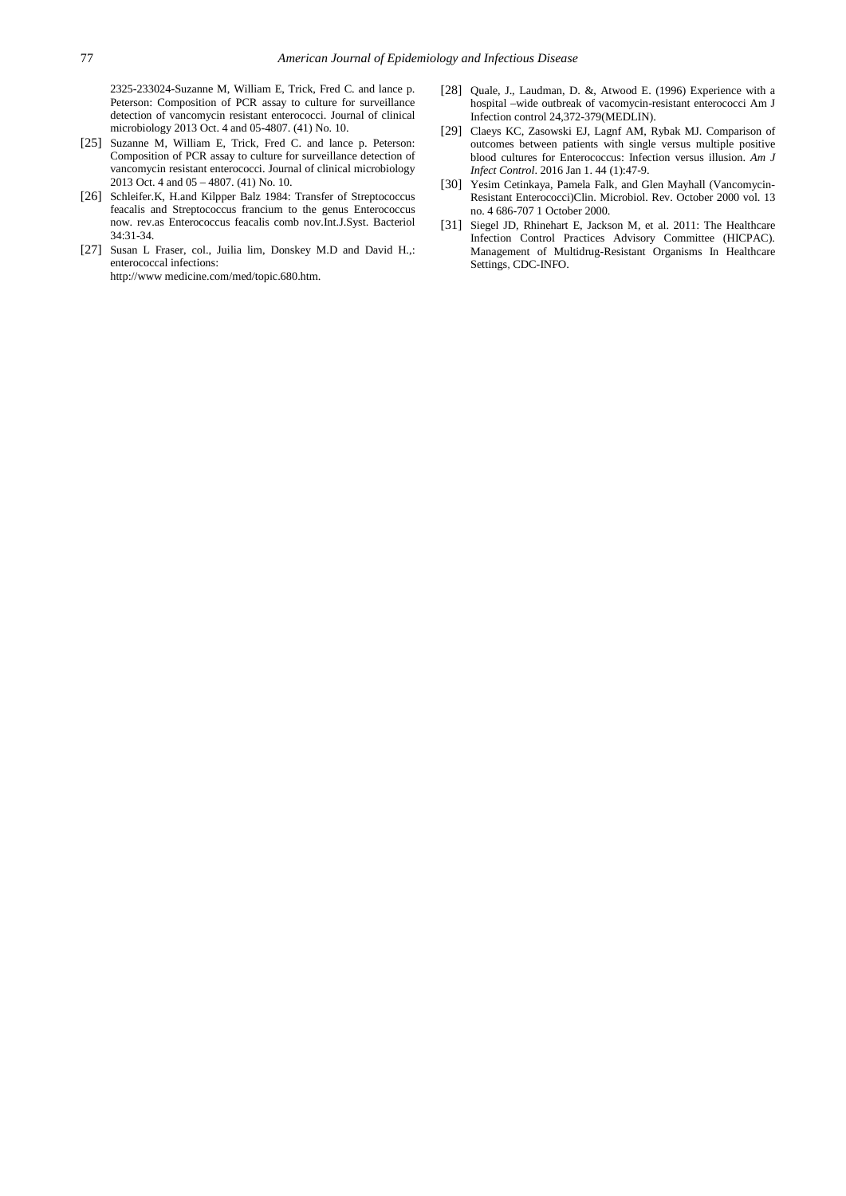2325-233024-Suzanne M, William E, Trick, Fred C. and lance p. Peterson: Composition of PCR assay to culture for surveillance detection of vancomycin resistant enterococci. Journal of clinical microbiology 2013 Oct. 4 and 05-4807. (41) No. 10.

[25] Suzanne M, William E, Trick, Fred C. and lance p. Peterson: Composition of PCR assay to culture for surveillance detection of vancomycin resistant enterococci. Journal of clinical microbiology 2013 Oct. 4 and 05 – 4807. (41) No. 10.

[26] Schleifer.K, H.and Kilpper Balz 1984: Transfer of Streptococcus feacalis and Streptococcus francium to the genus Enterococcus now. rev.as Enterococcus feacalis comb nov.Int.J.Syst. Bacteriol 34:31-34.

[27] Susan L Fraser, col., Juilia lim, Donskey M.D and David H.,: enterococcal infections: http://www medicine.com/med/topic.680.htm.

[28] Quale, J., Laudman, D. &, Atwood E. (1996) Experience with a hospital –wide outbreak of vacomycin-resistant enterococci Am J Infection control 24,372-379(MEDLIN).

[29] Claeys KC, Zasowski EJ, Lagnf AM, Rybak MJ. Comparison of outcomes between patients with single versus multiple positive blood cultures for Enterococcus: Infection versus illusion. *Am J Infect Control*. 2016 Jan 1. 44 (1):47-9.

[30] Yesim Cetinkaya, Pamela Falk, and Glen Mayhall (Vancomycin-Resistant Enterococci)Clin. Microbiol. Rev. October 2000 vol. 13 no. 4 686-707 1 October 2000.

[31] Siegel JD, Rhinehart E, Jackson M, et al. 2011: The Healthcare Infection Control Practices Advisory Committee (HICPAC). Management of Multidrug-Resistant Organisms In Healthcare Settings, CDC-INFO.